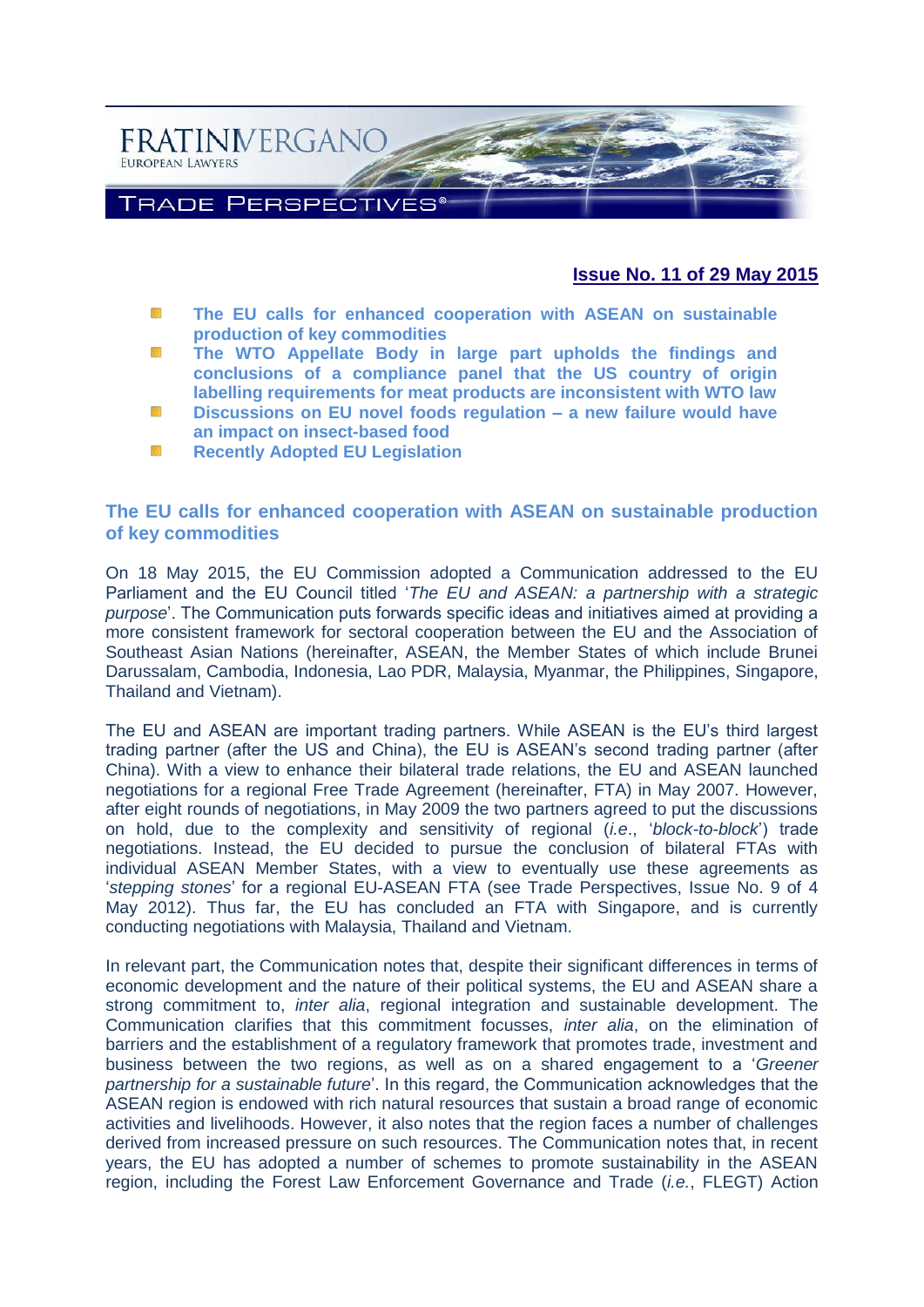FRATINIVERGANO

EUROPEAN LAWYERS

TRADE PERSPECTIVES®

**Issue No. 11 of 29 May 2015**

- **The EU calls for enhanced cooperation with ASEAN on sustainable production of key commodities**
- **The WTO Appellate Body in large part upholds the findings and conclusions of a compliance panel that the US country of origin labelling requirements for meat products are inconsistent with WTO law**
- **Discussions on EU novel foods regulation – a new failure would have an impact on insect-based food**
- **Recently Adopted EU Legislation**

## The EU calls for enhanced cooperation with ASEAN on sustainable production of key commodities

On 18 May 2015, the EU Commission adopted a Communication addressed to the EU Parliament and the EU Council titled '*The EU and ASEAN: a partnership with a strategic purpose*'. The Communication puts forwards specific ideas and initiatives aimed at providing a more consistent framework for sectoral cooperation between the EU and the Association of Southeast Asian Nations (hereinafter, ASEAN, the Member States of which include Brunei Darussalam, Cambodia, Indonesia, Lao PDR, Malaysia, Myanmar, the Philippines, Singapore, Thailand and Vietnam).

The EU and ASEAN are important trading partners. While ASEAN is the EU's third largest trading partner (after the US and China), the EU is ASEAN's second trading partner (after China). With a view to enhance their bilateral trade relations, the EU and ASEAN launched negotiations for a regional Free Trade Agreement (hereinafter, FTA) in May 2007. However, after eight rounds of negotiations, in May 2009 the two partners agreed to put the discussions on hold, due to the complexity and sensitivity of regional (*i.e.*, '*block-to-block*') trade negotiations. Instead, the EU decided to pursue the conclusion of bilateral FTAs with individual ASEAN Member States, with a view to eventually use these agreements as '*stepping stones*' for a regional EU-ASEAN FTA (see Trade Perspectives, Issue No. 9 of 4 May 2012). Thus far, the EU has concluded an FTA with Singapore, and is currently conducting negotiations with Malaysia, Thailand and Vietnam.

In relevant part, the Communication notes that, despite their significant differences in terms of economic development and the nature of their political systems, the EU and ASEAN share a strong commitment to, *inter alia*, regional integration and sustainable development. The Communication clarifies that this commitment focusses, *inter alia*, on the elimination of barriers and the establishment of a regulatory framework that promotes trade, investment and business between the two regions, as well as on a shared engagement to a '*Greener partnership for a sustainable future*'. In this regard, the Communication acknowledges that the ASEAN region is endowed with rich natural resources that sustain a broad range of economic activities and livelihoods. However, it also notes that the region faces a number of challenges derived from increased pressure on such resources. The Communication notes that, in recent years, the EU has adopted a number of schemes to promote sustainability in the ASEAN region, including the Forest Law Enforcement Governance and Trade (*i.e.*, FLEGT) Action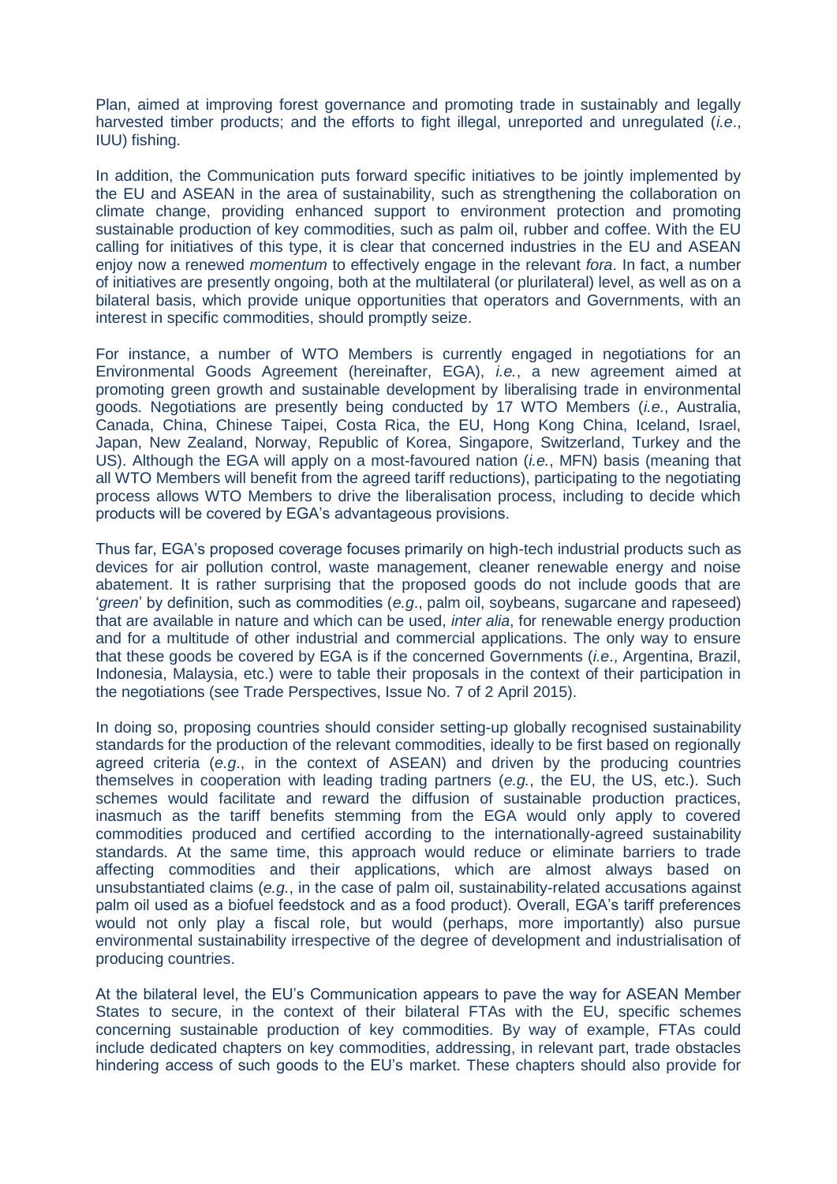Plan, aimed at improving forest governance and promoting trade in sustainably and legally harvested timber products; and the efforts to fight illegal, unreported and unregulated (*i.e*., IUU) fishing.

In addition, the Communication puts forward specific initiatives to be jointly implemented by the EU and ASEAN in the area of sustainability, such as strengthening the collaboration on climate change, providing enhanced support to environment protection and promoting sustainable production of key commodities, such as palm oil, rubber and coffee. With the EU calling for initiatives of this type, it is clear that concerned industries in the EU and ASEAN enjoy now a renewed *momentum* to effectively engage in the relevant *fora*. In fact, a number of initiatives are presently ongoing, both at the multilateral (or plurilateral) level, as well as on a bilateral basis, which provide unique opportunities that operators and Governments, with an interest in specific commodities, should promptly seize.

For instance, a number of WTO Members is currently engaged in negotiations for an Environmental Goods Agreement (hereinafter, EGA), *i.e.*, a new agreement aimed at promoting green growth and sustainable development by liberalising trade in environmental goods. Negotiations are presently being conducted by 17 WTO Members (*i.e.*, Australia, Canada, China, Chinese Taipei, Costa Rica, the EU, Hong Kong China, Iceland, Israel, Japan, New Zealand, Norway, Republic of Korea, Singapore, Switzerland, Turkey and the US). Although the EGA will apply on a most-favoured nation (*i.e.*, MFN) basis (meaning that all WTO Members will benefit from the agreed tariff reductions), participating to the negotiating process allows WTO Members to drive the liberalisation process, including to decide which products will be covered by EGA's advantageous provisions.

Thus far, EGA's proposed coverage focuses primarily on high-tech industrial products such as devices for air pollution control, waste management, cleaner renewable energy and noise abatement. It is rather surprising that the proposed goods do not include goods that are '*green*' by definition, such as commodities (*e.g*., palm oil, soybeans, sugarcane and rapeseed) that are available in nature and which can be used, *inter alia*, for renewable energy production and for a multitude of other industrial and commercial applications. The only way to ensure that these goods be covered by EGA is if the concerned Governments (*i.e*., Argentina, Brazil, Indonesia, Malaysia, etc.) were to table their proposals in the context of their participation in the negotiations (see Trade Perspectives, Issue No. 7 of 2 April 2015).

In doing so, proposing countries should consider setting-up globally recognised sustainability standards for the production of the relevant commodities, ideally to be first based on regionally agreed criteria (*e.g*., in the context of ASEAN) and driven by the producing countries themselves in cooperation with leading trading partners (*e.g.*, the EU, the US, etc.). Such schemes would facilitate and reward the diffusion of sustainable production practices, inasmuch as the tariff benefits stemming from the EGA would only apply to covered commodities produced and certified according to the internationally-agreed sustainability standards. At the same time, this approach would reduce or eliminate barriers to trade affecting commodities and their applications, which are almost always based on unsubstantiated claims (*e.g.*, in the case of palm oil, sustainability-related accusations against palm oil used as a biofuel feedstock and as a food product). Overall, EGA's tariff preferences would not only play a fiscal role, but would (perhaps, more importantly) also pursue environmental sustainability irrespective of the degree of development and industrialisation of producing countries.

At the bilateral level, the EU's Communication appears to pave the way for ASEAN Member States to secure, in the context of their bilateral FTAs with the EU, specific schemes concerning sustainable production of key commodities. By way of example, FTAs could include dedicated chapters on key commodities, addressing, in relevant part, trade obstacles hindering access of such goods to the EU's market. These chapters should also provide for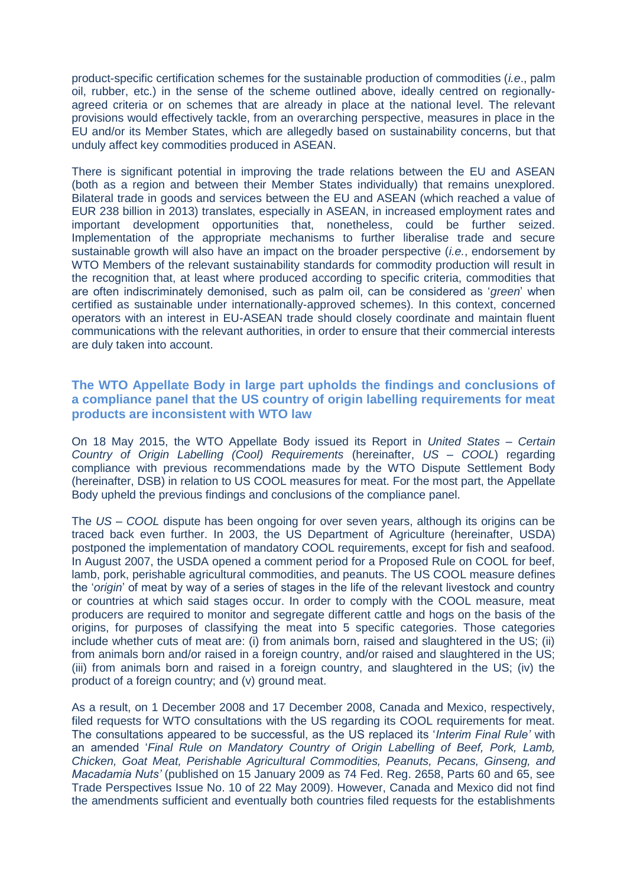product-specific certification schemes for the sustainable production of commodities (*i.e*., palm oil, rubber, etc.) in the sense of the scheme outlined above, ideally centred on regionally-agreed criteria or on schemes that are already in place at the national level. The relevant provisions would effectively tackle, from an overarching perspective, measures in place in the EU and/or its Member States, which are allegedly based on sustainability concerns, but that unduly affect key commodities produced in ASEAN.

There is significant potential in improving the trade relations between the EU and ASEAN (both as a region and between their Member States individually) that remains unexplored. Bilateral trade in goods and services between the EU and ASEAN (which reached a value of EUR 238 billion in 2013) translates, especially in ASEAN, in increased employment rates and important development opportunities that, nonetheless, could be further seized. Implementation of the appropriate mechanisms to further liberalise trade and secure sustainable growth will also have an impact on the broader perspective (*i.e.*, endorsement by WTO Members of the relevant sustainability standards for commodity production will result in the recognition that, at least where produced according to specific criteria, commodities that are often indiscriminately demonised, such as palm oil, can be considered as '*green*' when certified as sustainable under internationally-approved schemes). In this context, concerned operators with an interest in EU-ASEAN trade should closely coordinate and maintain fluent communications with the relevant authorities, in order to ensure that their commercial interests are duly taken into account.

## The WTO Appellate Body in large part upholds the findings and conclusions of a compliance panel that the US country of origin labelling requirements for meat products are inconsistent with WTO law

On 18 May 2015, the WTO Appellate Body issued its Report in *United States – Certain Country of Origin Labelling (Cool) Requirements* (hereinafter, *US – COOL*) regarding compliance with previous recommendations made by the WTO Dispute Settlement Body (hereinafter, DSB) in relation to US COOL measures for meat. For the most part, the Appellate Body upheld the previous findings and conclusions of the compliance panel.

The *US – COOL* dispute has been ongoing for over seven years, although its origins can be traced back even further. In 2003, the US Department of Agriculture (hereinafter, USDA) postponed the implementation of mandatory COOL requirements, except for fish and seafood. In August 2007, the USDA opened a comment period for a Proposed Rule on COOL for beef, lamb, pork, perishable agricultural commodities, and peanuts. The US COOL measure defines the '*origin*' of meat by way of a series of stages in the life of the relevant livestock and country or countries at which said stages occur. In order to comply with the COOL measure, meat producers are required to monitor and segregate different cattle and hogs on the basis of the origins, for purposes of classifying the meat into 5 specific categories. Those categories include whether cuts of meat are: (i) from animals born, raised and slaughtered in the US; (ii) from animals born and/or raised in a foreign country, and/or raised and slaughtered in the US; (iii) from animals born and raised in a foreign country, and slaughtered in the US; (iv) the product of a foreign country; and (v) ground meat.

As a result, on 1 December 2008 and 17 December 2008, Canada and Mexico, respectively, filed requests for WTO consultations with the US regarding its COOL requirements for meat. The consultations appeared to be successful, as the US replaced its '*Interim Final Rule'* with an amended '*Final Rule on Mandatory Country of Origin Labelling of Beef, Pork, Lamb, Chicken, Goat Meat, Perishable Agricultural Commodities, Peanuts, Pecans, Ginseng, and Macadamia Nuts'* (published on 15 January 2009 as 74 Fed. Reg. 2658, Parts 60 and 65, see Trade Perspectives Issue No. 10 of 22 May 2009). However, Canada and Mexico did not find the amendments sufficient and eventually both countries filed requests for the establishments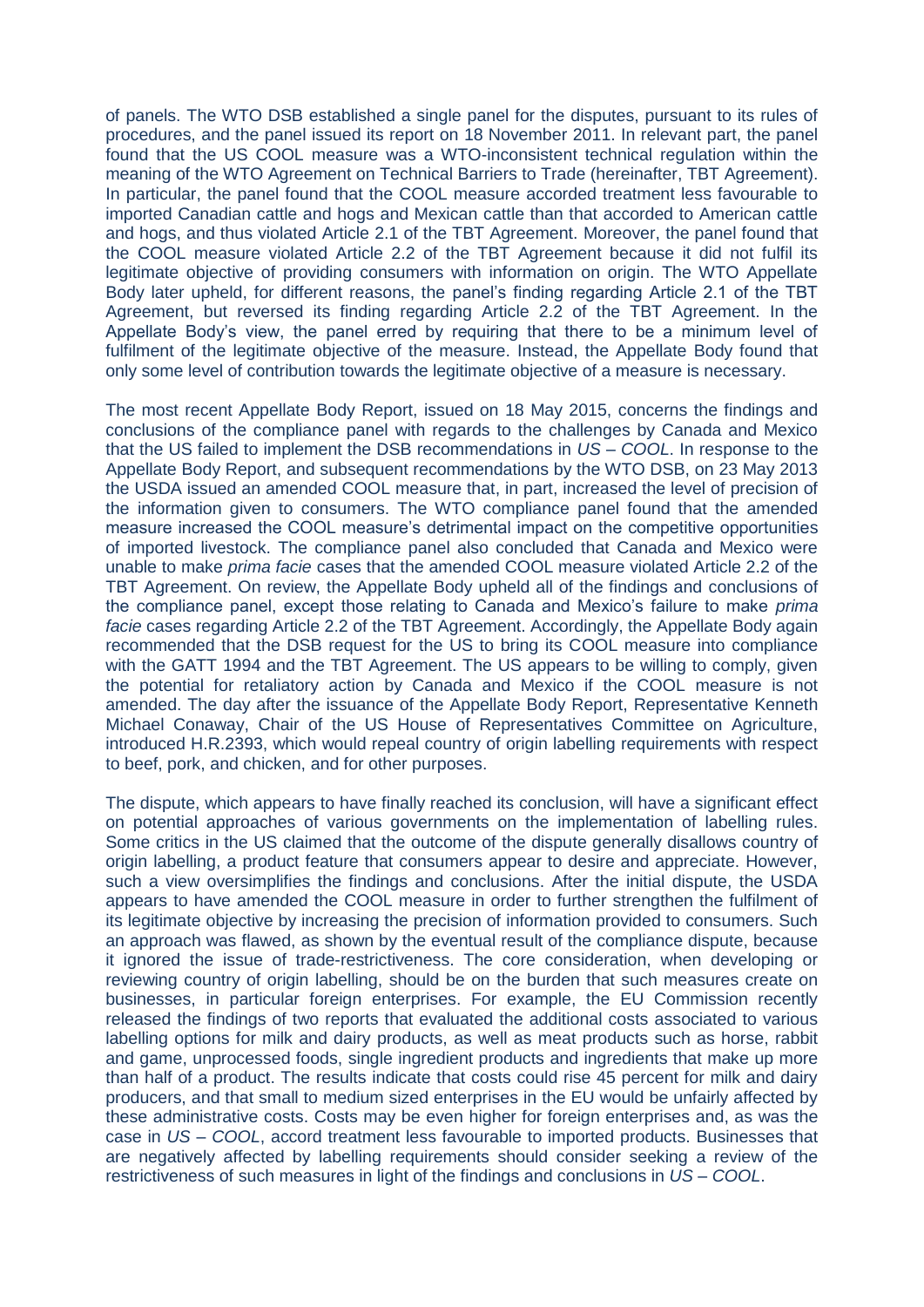of panels. The WTO DSB established a single panel for the disputes, pursuant to its rules of procedures, and the panel issued its report on 18 November 2011. In relevant part, the panel found that the US COOL measure was a WTO-inconsistent technical regulation within the meaning of the WTO Agreement on Technical Barriers to Trade (hereinafter, TBT Agreement). In particular, the panel found that the COOL measure accorded treatment less favourable to imported Canadian cattle and hogs and Mexican cattle than that accorded to American cattle and hogs, and thus violated Article 2.1 of the TBT Agreement. Moreover, the panel found that the COOL measure violated Article 2.2 of the TBT Agreement because it did not fulfil its legitimate objective of providing consumers with information on origin. The WTO Appellate Body later upheld, for different reasons, the panel's finding regarding Article 2.1 of the TBT Agreement, but reversed its finding regarding Article 2.2 of the TBT Agreement. In the Appellate Body's view, the panel erred by requiring that there to be a minimum level of fulfilment of the legitimate objective of the measure. Instead, the Appellate Body found that only some level of contribution towards the legitimate objective of a measure is necessary.

The most recent Appellate Body Report, issued on 18 May 2015, concerns the findings and conclusions of the compliance panel with regards to the challenges by Canada and Mexico that the US failed to implement the DSB recommendations in *US – COOL*. In response to the Appellate Body Report, and subsequent recommendations by the WTO DSB, on 23 May 2013 the USDA issued an amended COOL measure that, in part, increased the level of precision of the information given to consumers. The WTO compliance panel found that the amended measure increased the COOL measure's detrimental impact on the competitive opportunities of imported livestock. The compliance panel also concluded that Canada and Mexico were unable to make *prima facie* cases that the amended COOL measure violated Article 2.2 of the TBT Agreement. On review, the Appellate Body upheld all of the findings and conclusions of the compliance panel, except those relating to Canada and Mexico's failure to make *prima facie* cases regarding Article 2.2 of the TBT Agreement. Accordingly, the Appellate Body again recommended that the DSB request for the US to bring its COOL measure into compliance with the GATT 1994 and the TBT Agreement. The US appears to be willing to comply, given the potential for retaliatory action by Canada and Mexico if the COOL measure is not amended. The day after the issuance of the Appellate Body Report, Representative Kenneth Michael Conaway, Chair of the US House of Representatives Committee on Agriculture, introduced H.R.2393, which would repeal country of origin labelling requirements with respect to beef, pork, and chicken, and for other purposes.

The dispute, which appears to have finally reached its conclusion, will have a significant effect on potential approaches of various governments on the implementation of labelling rules. Some critics in the US claimed that the outcome of the dispute generally disallows country of origin labelling, a product feature that consumers appear to desire and appreciate. However, such a view oversimplifies the findings and conclusions. After the initial dispute, the USDA appears to have amended the COOL measure in order to further strengthen the fulfilment of its legitimate objective by increasing the precision of information provided to consumers. Such an approach was flawed, as shown by the eventual result of the compliance dispute, because it ignored the issue of trade-restrictiveness. The core consideration, when developing or reviewing country of origin labelling, should be on the burden that such measures create on businesses, in particular foreign enterprises. For example, the EU Commission recently released the findings of two reports that evaluated the additional costs associated to various labelling options for milk and dairy products, as well as meat products such as horse, rabbit and game, unprocessed foods, single ingredient products and ingredients that make up more than half of a product. The results indicate that costs could rise 45 percent for milk and dairy producers, and that small to medium sized enterprises in the EU would be unfairly affected by these administrative costs. Costs may be even higher for foreign enterprises and, as was the case in *US – COOL*, accord treatment less favourable to imported products. Businesses that are negatively affected by labelling requirements should consider seeking a review of the restrictiveness of such measures in light of the findings and conclusions in *US – COOL*.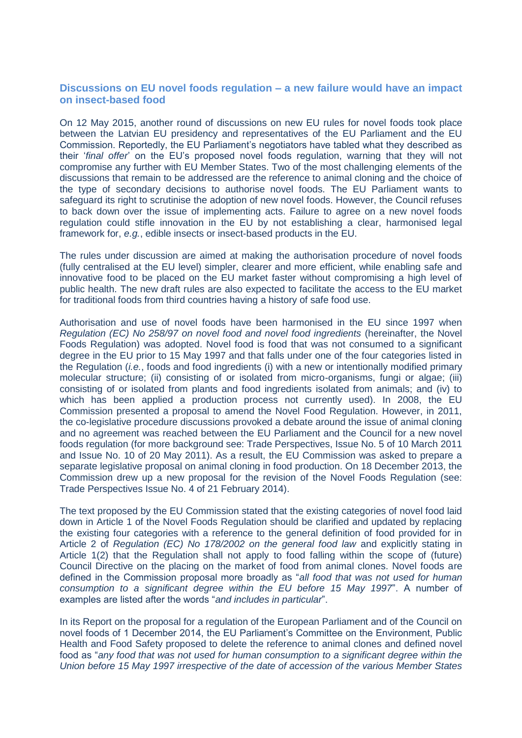## Discussions on EU novel foods regulation – a new failure would have an impact on insect-based food

On 12 May 2015, another round of discussions on new EU rules for novel foods took place between the Latvian EU presidency and representatives of the EU Parliament and the EU Commission. Reportedly, the EU Parliament's negotiators have tabled what they described as their '*final offer*' on the EU's proposed novel foods regulation, warning that they will not compromise any further with EU Member States. Two of the most challenging elements of the discussions that remain to be addressed are the reference to animal cloning and the choice of the type of secondary decisions to authorise novel foods. The EU Parliament wants to safeguard its right to scrutinise the adoption of new novel foods. However, the Council refuses to back down over the issue of implementing acts. Failure to agree on a new novel foods regulation could stifle innovation in the EU by not establishing a clear, harmonised legal framework for, *e.g.*, edible insects or insect-based products in the EU.

The rules under discussion are aimed at making the authorisation procedure of novel foods (fully centralised at the EU level) simpler, clearer and more efficient, while enabling safe and innovative food to be placed on the EU market faster without compromising a high level of public health. The new draft rules are also expected to facilitate the access to the EU market for traditional foods from third countries having a history of safe food use.

Authorisation and use of novel foods have been harmonised in the EU since 1997 when *Regulation (EC) No 258/97 on novel food and novel food ingredients* (hereinafter, the Novel Foods Regulation) was adopted. Novel food is food that was not consumed to a significant degree in the EU prior to 15 May 1997 and that falls under one of the four categories listed in the Regulation (*i.e.*, foods and food ingredients (i) with a new or intentionally modified primary molecular structure; (ii) consisting of or isolated from micro-organisms, fungi or algae; (iii) consisting of or isolated from plants and food ingredients isolated from animals; and (iv) to which has been applied a production process not currently used). In 2008, the EU Commission presented a proposal to amend the Novel Food Regulation. However, in 2011, the co-legislative procedure discussions provoked a debate around the issue of animal cloning and no agreement was reached between the EU Parliament and the Council for a new novel foods regulation (for more background see: Trade Perspectives, Issue No. 5 of 10 March 2011 and Issue No. 10 of 20 May 2011). As a result, the EU Commission was asked to prepare a separate legislative proposal on animal cloning in food production. On 18 December 2013, the Commission drew up a new proposal for the revision of the Novel Foods Regulation (see: Trade Perspectives Issue No. 4 of 21 February 2014).

The text proposed by the EU Commission stated that the existing categories of novel food laid down in Article 1 of the Novel Foods Regulation should be clarified and updated by replacing the existing four categories with a reference to the general definition of food provided for in Article 2 of *Regulation (EC) No 178/2002 on the general food law* and explicitly stating in Article 1(2) that the Regulation shall not apply to food falling within the scope of (future) Council Directive on the placing on the market of food from animal clones. Novel foods are defined in the Commission proposal more broadly as "*all food that was not used for human consumption to a significant degree within the EU before 15 May 1997*". A number of examples are listed after the words "*and includes in particular*".

In its Report on the proposal for a regulation of the European Parliament and of the Council on novel foods of 1 December 2014, the EU Parliament's Committee on the Environment, Public Health and Food Safety proposed to delete the reference to animal clones and defined novel food as "*any food that was not used for human consumption to a significant degree within the Union before 15 May 1997 irrespective of the date of accession of the various Member States*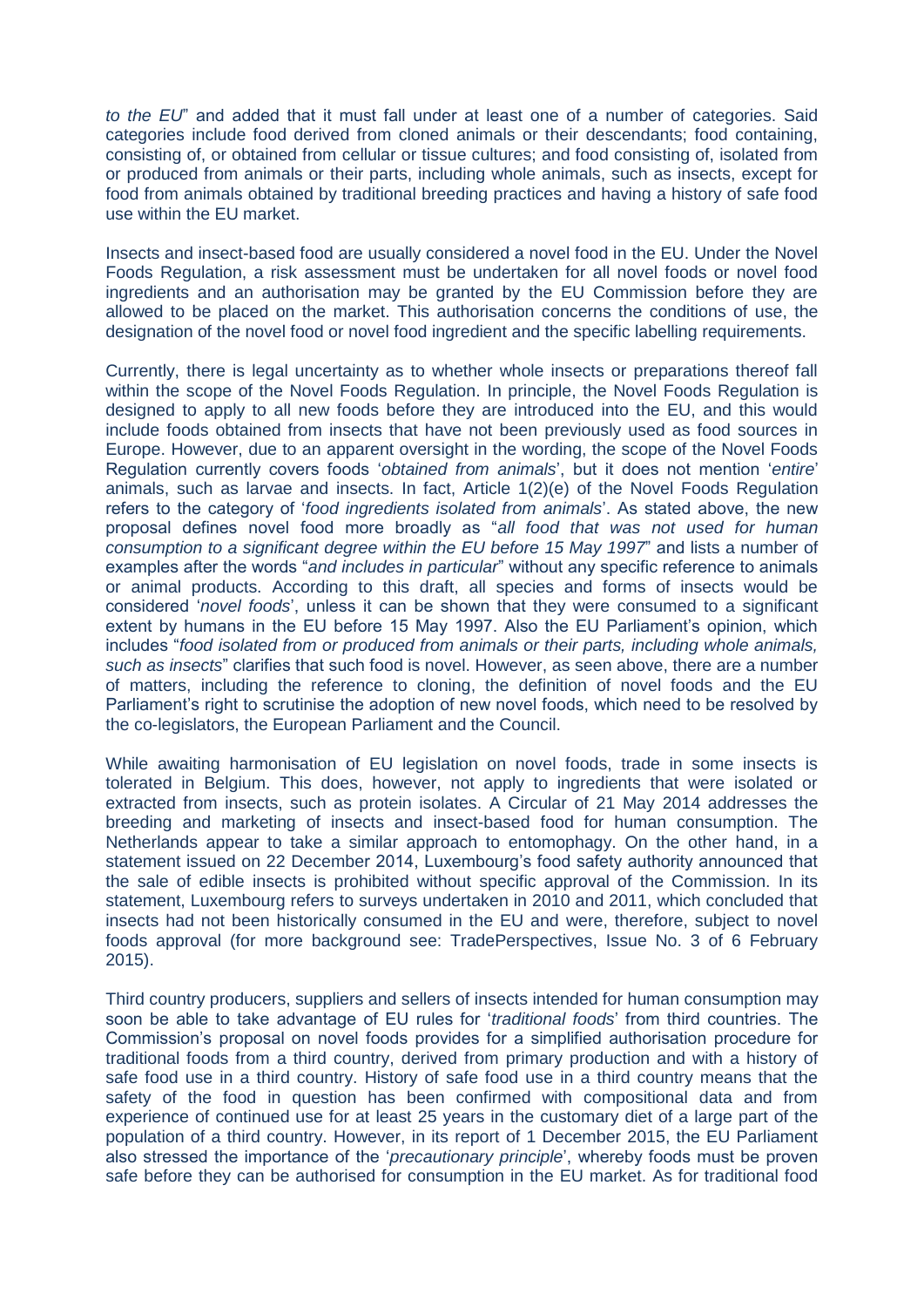*to the EU*" and added that it must fall under at least one of a number of categories. Said categories include food derived from cloned animals or their descendants; food containing, consisting of, or obtained from cellular or tissue cultures; and food consisting of, isolated from or produced from animals or their parts, including whole animals, such as insects, except for food from animals obtained by traditional breeding practices and having a history of safe food use within the EU market.

Insects and insect-based food are usually considered a novel food in the EU. Under the Novel Foods Regulation, a risk assessment must be undertaken for all novel foods or novel food ingredients and an authorisation may be granted by the EU Commission before they are allowed to be placed on the market. This authorisation concerns the conditions of use, the designation of the novel food or novel food ingredient and the specific labelling requirements.

Currently, there is legal uncertainty as to whether whole insects or preparations thereof fall within the scope of the Novel Foods Regulation. In principle, the Novel Foods Regulation is designed to apply to all new foods before they are introduced into the EU, and this would include foods obtained from insects that have not been previously used as food sources in Europe. However, due to an apparent oversight in the wording, the scope of the Novel Foods Regulation currently covers foods '*obtained from animals*', but it does not mention '*entire*' animals, such as larvae and insects. In fact, Article 1(2)(e) of the Novel Foods Regulation refers to the category of '*food ingredients isolated from animals*'. As stated above, the new proposal defines novel food more broadly as "*all food that was not used for human consumption to a significant degree within the EU before 15 May 1997*" and lists a number of examples after the words "*and includes in particular*" without any specific reference to animals or animal products. According to this draft, all species and forms of insects would be considered '*novel foods*', unless it can be shown that they were consumed to a significant extent by humans in the EU before 15 May 1997. Also the EU Parliament's opinion, which includes "*food isolated from or produced from animals or their parts, including whole animals, such as insects*" clarifies that such food is novel. However, as seen above, there are a number of matters, including the reference to cloning, the definition of novel foods and the EU Parliament's right to scrutinise the adoption of new novel foods, which need to be resolved by the co-legislators, the European Parliament and the Council.

While awaiting harmonisation of EU legislation on novel foods, trade in some insects is tolerated in Belgium. This does, however, not apply to ingredients that were isolated or extracted from insects, such as protein isolates. A Circular of 21 May 2014 addresses the breeding and marketing of insects and insect-based food for human consumption. The Netherlands appear to take a similar approach to entomophagy. On the other hand, in a statement issued on 22 December 2014, Luxembourg's food safety authority announced that the sale of edible insects is prohibited without specific approval of the Commission. In its statement, Luxembourg refers to surveys undertaken in 2010 and 2011, which concluded that insects had not been historically consumed in the EU and were, therefore, subject to novel foods approval (for more background see: TradePerspectives, Issue No. 3 of 6 February 2015).

Third country producers, suppliers and sellers of insects intended for human consumption may soon be able to take advantage of EU rules for '*traditional foods*' from third countries. The Commission's proposal on novel foods provides for a simplified authorisation procedure for traditional foods from a third country, derived from primary production and with a history of safe food use in a third country. History of safe food use in a third country means that the safety of the food in question has been confirmed with compositional data and from experience of continued use for at least 25 years in the customary diet of a large part of the population of a third country. However, in its report of 1 December 2015, the EU Parliament also stressed the importance of the '*precautionary principle*', whereby foods must be proven safe before they can be authorised for consumption in the EU market. As for traditional food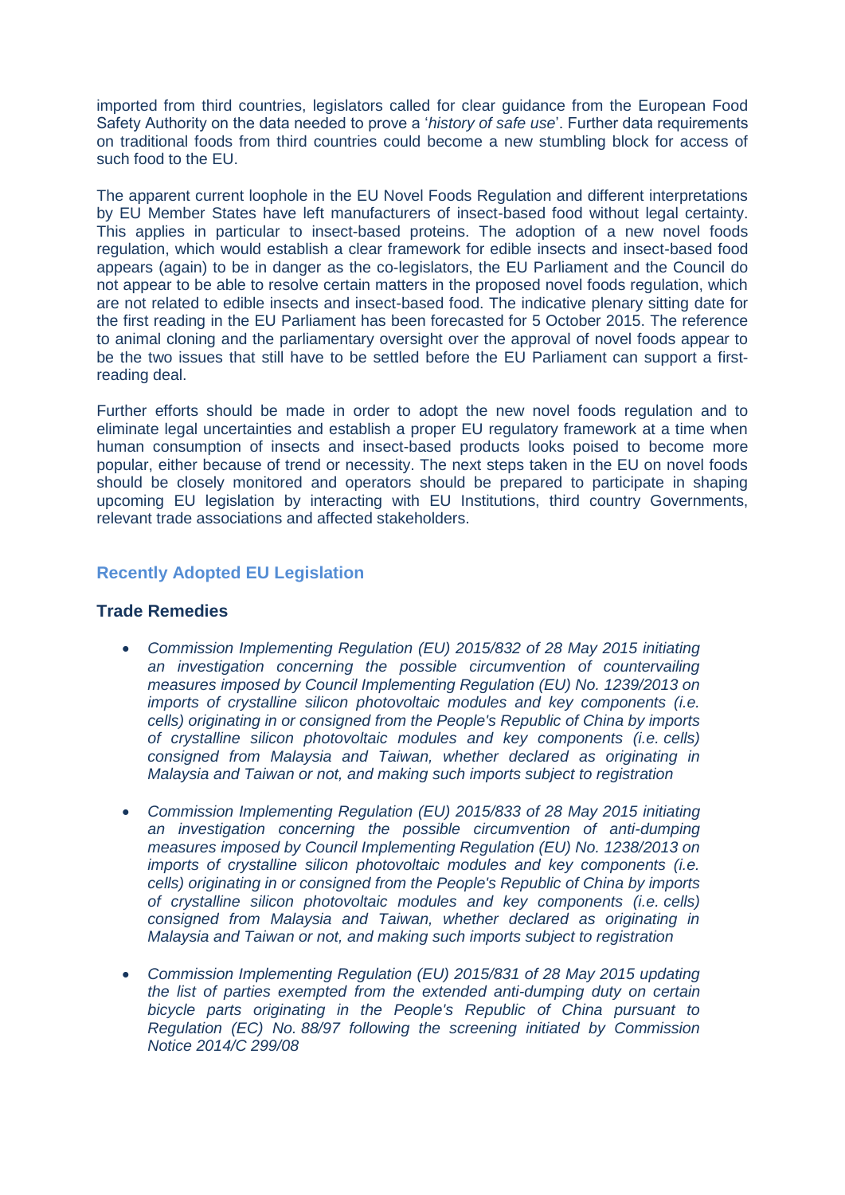imported from third countries, legislators called for clear guidance from the European Food Safety Authority on the data needed to prove a '*history of safe use*'. Further data requirements on traditional foods from third countries could become a new stumbling block for access of such food to the EU.

The apparent current loophole in the EU Novel Foods Regulation and different interpretations by EU Member States have left manufacturers of insect-based food without legal certainty. This applies in particular to insect-based proteins. The adoption of a new novel foods regulation, which would establish a clear framework for edible insects and insect-based food appears (again) to be in danger as the co-legislators, the EU Parliament and the Council do not appear to be able to resolve certain matters in the proposed novel foods regulation, which are not related to edible insects and insect-based food. The indicative plenary sitting date for the first reading in the EU Parliament has been forecasted for 5 October 2015. The reference to animal cloning and the parliamentary oversight over the approval of novel foods appear to be the two issues that still have to be settled before the EU Parliament can support a first-reading deal.

Further efforts should be made in order to adopt the new novel foods regulation and to eliminate legal uncertainties and establish a proper EU regulatory framework at a time when human consumption of insects and insect-based products looks poised to become more popular, either because of trend or necessity. The next steps taken in the EU on novel foods should be closely monitored and operators should be prepared to participate in shaping upcoming EU legislation by interacting with EU Institutions, third country Governments, relevant trade associations and affected stakeholders.

## Recently Adopted EU Legislation

### Trade Remedies

- *Commission Implementing Regulation (EU) 2015/832 of 28 May 2015 initiating an investigation concerning the possible circumvention of countervailing measures imposed by Council Implementing Regulation (EU) No. 1239/2013 on imports of crystalline silicon photovoltaic modules and key components (i.e. cells) originating in or consigned from the People's Republic of China by imports of crystalline silicon photovoltaic modules and key components (i.e. cells) consigned from Malaysia and Taiwan, whether declared as originating in Malaysia and Taiwan or not, and making such imports subject to registration*

- *Commission Implementing Regulation (EU) 2015/833 of 28 May 2015 initiating an investigation concerning the possible circumvention of anti-dumping measures imposed by Council Implementing Regulation (EU) No. 1238/2013 on imports of crystalline silicon photovoltaic modules and key components (i.e. cells) originating in or consigned from the People's Republic of China by imports of crystalline silicon photovoltaic modules and key components (i.e. cells) consigned from Malaysia and Taiwan, whether declared as originating in Malaysia and Taiwan or not, and making such imports subject to registration*

- *Commission Implementing Regulation (EU) 2015/831 of 28 May 2015 updating the list of parties exempted from the extended anti-dumping duty on certain bicycle parts originating in the People's Republic of China pursuant to Regulation (EC) No. 88/97 following the screening initiated by Commission Notice 2014/C 299/08*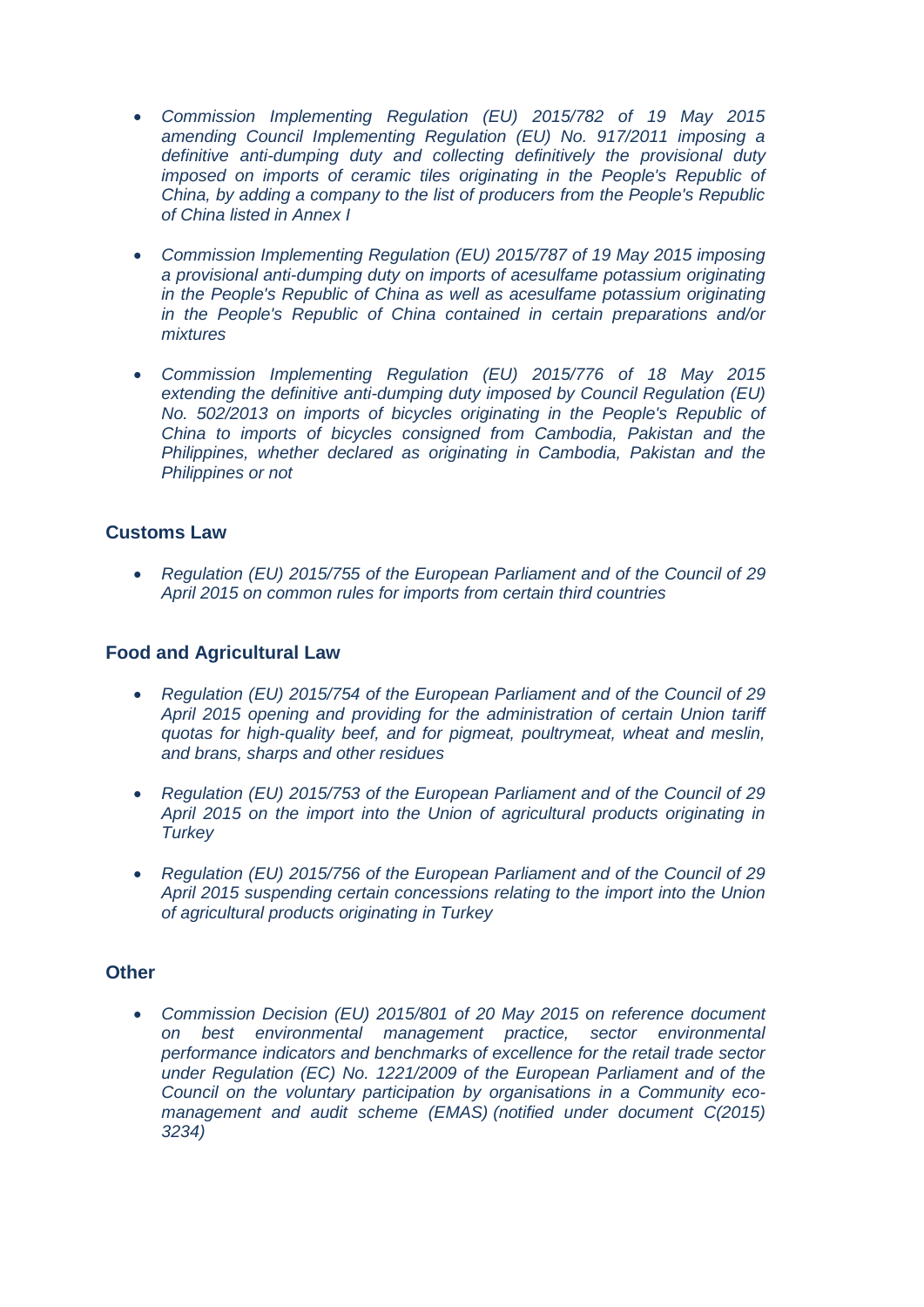- *Commission Implementing Regulation (EU) 2015/782 of 19 May 2015 amending Council Implementing Regulation (EU) No. 917/2011 imposing a definitive anti-dumping duty and collecting definitively the provisional duty imposed on imports of ceramic tiles originating in the People's Republic of China, by adding a company to the list of producers from the People's Republic of China listed in Annex I*

- *Commission Implementing Regulation (EU) 2015/787 of 19 May 2015 imposing a provisional anti-dumping duty on imports of acesulfame potassium originating in the People's Republic of China as well as acesulfame potassium originating in the People's Republic of China contained in certain preparations and/or mixtures*

- *Commission Implementing Regulation (EU) 2015/776 of 18 May 2015 extending the definitive anti-dumping duty imposed by Council Regulation (EU) No. 502/2013 on imports of bicycles originating in the People's Republic of China to imports of bicycles consigned from Cambodia, Pakistan and the Philippines, whether declared as originating in Cambodia, Pakistan and the Philippines or not*

### Customs Law

- *Regulation (EU) 2015/755 of the European Parliament and of the Council of 29 April 2015 on common rules for imports from certain third countries*

### Food and Agricultural Law

- *Regulation (EU) 2015/754 of the European Parliament and of the Council of 29 April 2015 opening and providing for the administration of certain Union tariff quotas for high-quality beef, and for pigmeat, poultrymeat, wheat and meslin, and brans, sharps and other residues*

- *Regulation (EU) 2015/753 of the European Parliament and of the Council of 29 April 2015 on the import into the Union of agricultural products originating in Turkey*

- *Regulation (EU) 2015/756 of the European Parliament and of the Council of 29 April 2015 suspending certain concessions relating to the import into the Union of agricultural products originating in Turkey*

### Other

- *Commission Decision (EU) 2015/801 of 20 May 2015 on reference document on best environmental management practice, sector environmental performance indicators and benchmarks of excellence for the retail trade sector under Regulation (EC) No. 1221/2009 of the European Parliament and of the Council on the voluntary participation by organisations in a Community eco-management and audit scheme (EMAS) (notified under document C(2015) 3234)*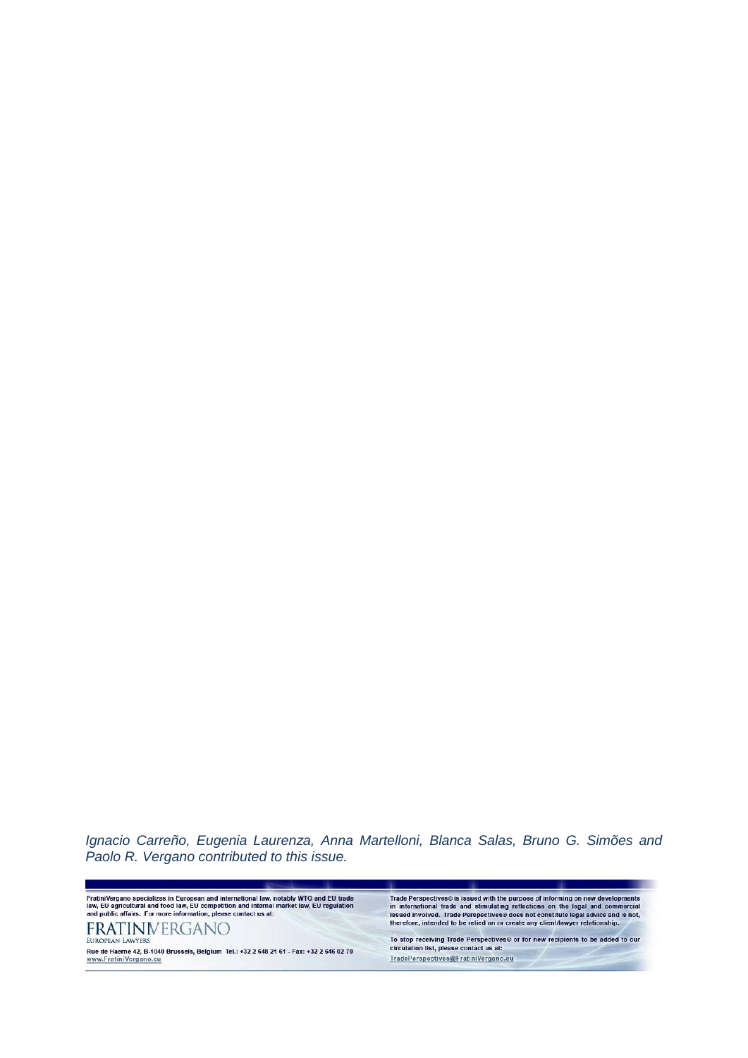*Ignacio Carreño, Eugenia Laurenza, Anna Martelloni, Blanca Salas, Bruno G. Simões and Paolo R. Vergano contributed to this issue.*

FratiniVergano specializes in European and international law, notably WTO and EU trade law, EU agricultural and food law, EU competition and internal market law, EU regulation and public affairs. For more information, please contact us at:

FRATINIVERGANO
EUROPEAN LAWYERS

Rue de Haerne 42, B-1040 Brussels, Belgium Tel.: +32 2 648 21 61 - Fax: +32 2 646 02 70
www.FratiniVergano.eu

Trade Perspectives© is issued with the purpose of informing on new developments in international trade and stimulating reflections on the legal and commercial issued involved. Trade Perspectives© does not constitute legal advice and is not, therefore, intended to be relied on or create any client/lawyer relationship.

To stop receiving Trade Perspectives© or for new recipients to be added to our circulation list, please contact us at:
TradePerspectives@FratiniVergano.eu